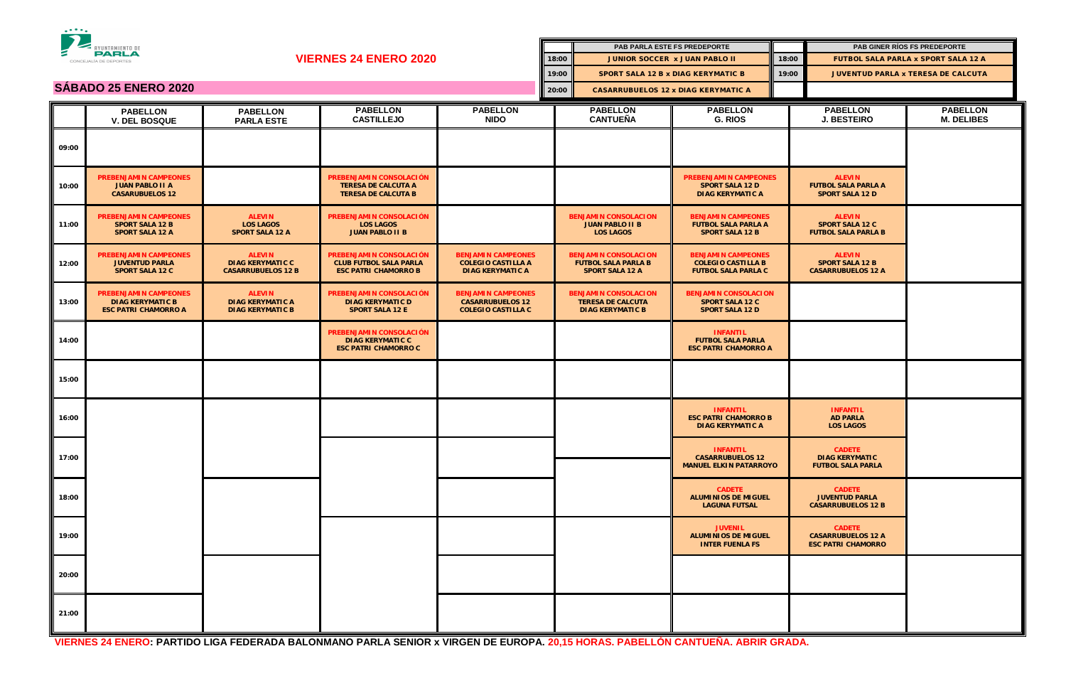AYUNTAMIENTO DE PARLA
CONCEJALÍA DE DEPORTES

## VIERNES 24 ENERO 2020

| | PAB PARLA ESTE FS PREDEPORTE | | PAB GINER RÍOS FS PREDEPORTE |
|---|---|---|---|
| 18:00 | JUNIOR SOCCER x JUAN PABLO II | 18:00 | FUTBOL SALA PARLA x SPORT SALA 12 A |
| 19:00 | SPORT SALA 12 B x DIAG KERYMATIC B | 19:00 | JUVENTUD PARLA x TERESA DE CALCUTA |
| 20:00 | CASARRUBUELOS 12 x DIAG KERYMATIC A | | |

## SÁBADO 25 ENERO 2020

| | PABELLON V. DEL BOSQUE | PABELLON PARLA ESTE | PABELLON CASTILLEJO | PABELLON NIDO | PABELLON CANTUEÑA | PABELLON G. RIOS | PABELLON J. BESTEIRO | PABELLON M. DELIBES |
|---|---|---|---|---|---|---|---|---|
| 09:00 | | | | | | | | |
| 10:00 | PREBENJAMIN CAMPEONES<br>JUAN PABLO II A<br>CASARUBUELOS 12 | | PREBENJAMIN CONSOLACIÓN<br>TERESA DE CALCUTA A<br>TERESA DE CALCUTA B | | | PREBENJAMIN CAMPEONES<br>SPORT SALA 12 D<br>DIAG KERYMATIC A | ALEVIN<br>FUTBOL SALA PARLA A<br>SPORT SALA 12 D | |
| 11:00 | PREBENJAMIN CAMPEONES<br>SPORT SALA 12 B<br>SPORT SALA 12 A | ALEVIN<br>LOS LAGOS<br>SPORT SALA 12 A | PREBENJAMIN CONSOLACIÓN<br>LOS LAGOS<br>JUAN PABLO II B | | BENJAMIN CONSOLACION<br>JUAN PABLO II B<br>LOS LAGOS | BENJAMIN CAMPEONES<br>FUTBOL SALA PARLA A<br>SPORT SALA 12 B | ALEVIN<br>SPORT SALA 12 C<br>FUTBOL SALA PARLA B | |
| 12:00 | PREBENJAMIN CAMPEONES<br>JUVENTUD PARLA<br>SPORT SALA 12 C | ALEVIN<br>DIAG KERYMATIC C<br>CASARRUBUELOS 12 B | PREBENJAMIN CONSOLACIÓN<br>CLUB FUTBOL SALA PARLA<br>ESC PATRI CHAMORRO B | BENJAMIN CAMPEONES<br>COLEGIO CASTILLA A<br>DIAG KERYMATIC A | BENJAMIN CONSOLACION<br>FUTBOL SALA PARLA B<br>SPORT SALA 12 A | BENJAMIN CAMPEONES<br>COLEGIO CASTILLA B<br>FUTBOL SALA PARLA C | ALEVIN<br>SPORT SALA 12 B<br>CASARRUBUELOS 12 A | |
| 13:00 | PREBENJAMIN CAMPEONES<br>DIAG KERYMATIC B<br>ESC PATRI CHAMORRO A | ALEVIN<br>DIAG KERYMATIC A<br>DIAG KERYMATIC B | PREBENJAMIN CONSOLACIÓN<br>DIAG KERYMATIC D<br>SPORT SALA 12 E | BENJAMIN CAMPEONES<br>CASARRUBUELOS 12<br>COLEGIO CASTILLA C | BENJAMIN CONSOLACION<br>TERESA DE CALCUTA<br>DIAG KERYMATIC B | BENJAMIN CONSOLACION<br>SPORT SALA 12 C<br>SPORT SALA 12 D | | |
| 14:00 | | | PREBENJAMIN CONSOLACIÓN<br>DIAG KERYMATIC C<br>ESC PATRI CHAMORRO C | | | INFANTIL<br>FUTBOL SALA PARLA<br>ESC PATRI CHAMORRO A | | |
| 15:00 | | | | | | | | |
| 16:00 | | | | | | INFANTIL<br>ESC PATRI CHAMORRO B<br>DIAG KERYMATIC A | INFANTIL<br>AD PARLA<br>LOS LAGOS | |
| 17:00 | | | | | | INFANTIL<br>CASARRUBUELOS 12<br>MANUEL ELKIN PATARROYO | CADETE<br>DIAG KERYMATIC<br>FUTBOL SALA PARLA | |
| 18:00 | | | | | | CADETE<br>ALUMINIOS DE MIGUEL<br>LAGUNA FUTSAL | CADETE<br>JUVENTUD PARLA<br>CASARRUBUELOS 12 B | |
| 19:00 | | | | | | JUVENIL<br>ALUMINIOS DE MIGUEL<br>INTER FUENLA FS | CADETE<br>CASARRUBUELOS 12 A<br>ESC PATRI CHAMORRO | |
| 20:00 | | | | | | | | |
| 21:00 | | | | | | | | |

**VIERNES 24 ENERO: PARTIDO LIGA FEDERADA BALONMANO PARLA SENIOR x VIRGEN DE EUROPA. 20,15 HORAS. PABELLÓN CANTUEÑA. ABRIR GRADA.**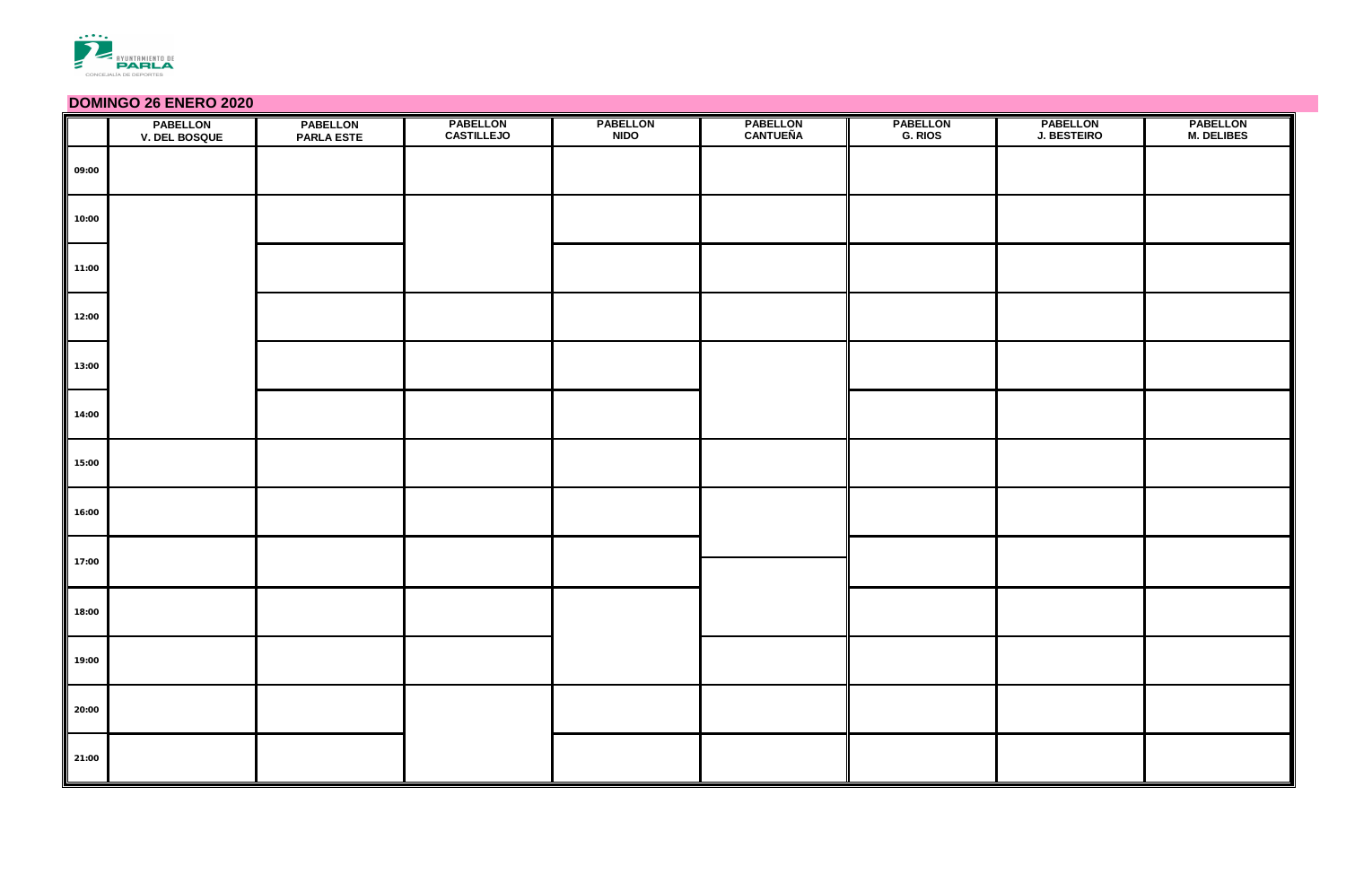AYUNTAMIENTO DE PARLA
CONCEJALIA DE DEPORTES

## DOMINGO 26 ENERO 2020

| | PABELLON V. DEL BOSQUE | PABELLON PARLA ESTE | PABELLON CASTILLEJO | PABELLON NIDO | PABELLON CANTUEÑA | PABELLON G. RIOS | PABELLON J. BESTEIRO | PABELLON M. DELIBES |
|---|---|---|---|---|---|---|---|---|
| 09:00 | | | | | | | | |
| 10:00 | | | | | | | | |
| 11:00 | | | | | | | | |
| 12:00 | | | | | | | | |
| 13:00 | | | | | | | | |
| 14:00 | | | | | | | | |
| 15:00 | | | | | | | | |
| 16:00 | | | | | | | | |
| 17:00 | | | | | | | | |
| 18:00 | | | | | | | | |
| 19:00 | | | | | | | | |
| 20:00 | | | | | | | | |
| 21:00 | | | | | | | | |